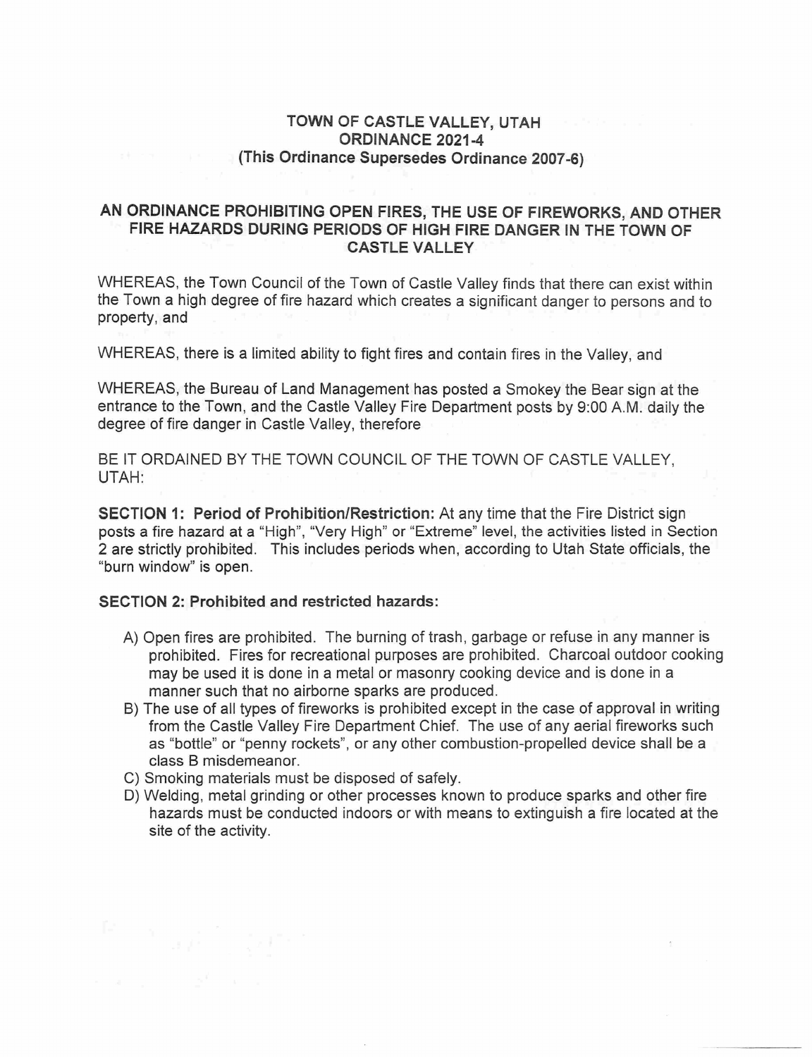# TOWN OF CASTLE VALLEY, UTAH
## ORDINANCE 2021-4
### (This Ordinance Supersedes Ordinance 2007-6)

## AN ORDINANCE PROHIBITING OPEN FIRES, THE USE OF FIREWORKS, AND OTHER FIRE HAZARDS DURING PERIODS OF HIGH FIRE DANGER IN THE TOWN OF CASTLE VALLEY

WHEREAS, the Town Council of the Town of Castle Valley finds that there can exist within the Town a high degree of fire hazard which creates a significant danger to persons and to property, and

WHEREAS, there is a limited ability to fight fires and contain fires in the Valley, and

WHEREAS, the Bureau of Land Management has posted a Smokey the Bear sign at the entrance to the Town, and the Castle Valley Fire Department posts by 9:00 A.M. daily the degree of fire danger in Castle Valley, therefore

BE IT ORDAINED BY THE TOWN COUNCIL OF THE TOWN OF CASTLE VALLEY, UTAH:

**SECTION 1: Period of Prohibition/Restriction:** At any time that the Fire District sign posts a fire hazard at a "High", "Very High" or "Extreme" level, the activities listed in Section 2 are strictly prohibited. This includes periods when, according to Utah State officials, the "burn window" is open.

**SECTION 2: Prohibited and restricted hazards:**

A) Open fires are prohibited. The burning of trash, garbage or refuse in any manner is prohibited. Fires for recreational purposes are prohibited. Charcoal outdoor cooking may be used it is done in a metal or masonry cooking device and is done in a manner such that no airborne sparks are produced.

B) The use of all types of fireworks is prohibited except in the case of approval in writing from the Castle Valley Fire Department Chief. The use of any aerial fireworks such as "bottle" or "penny rockets", or any other combustion-propelled device shall be a class B misdemeanor.

C) Smoking materials must be disposed of safely.

D) Welding, metal grinding or other processes known to produce sparks and other fire hazards must be conducted indoors or with means to extinguish a fire located at the site of the activity.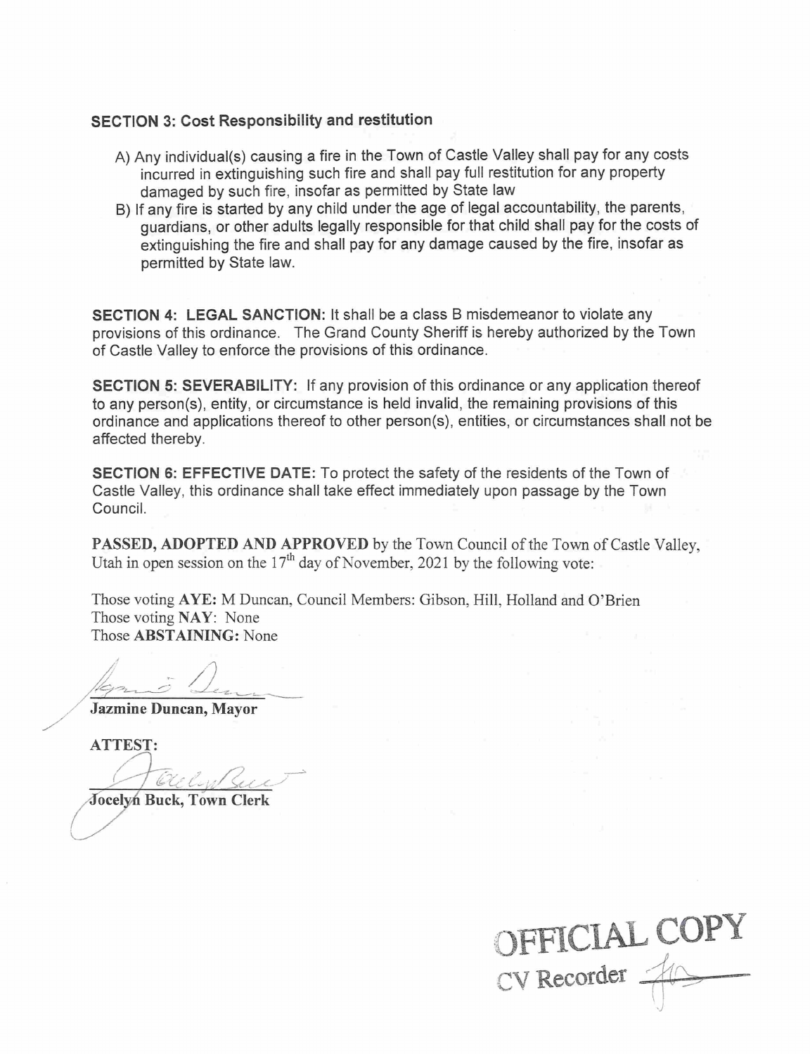**SECTION 3: Cost Responsibility and restitution**

A) Any individual(s) causing a fire in the Town of Castle Valley shall pay for any costs incurred in extinguishing such fire and shall pay full restitution for any property damaged by such fire, insofar as permitted by State law

B) If any fire is started by any child under the age of legal accountability, the parents, guardians, or other adults legally responsible for that child shall pay for the costs of extinguishing the fire and shall pay for any damage caused by the fire, insofar as permitted by State law.

**SECTION 4: LEGAL SANCTION:** It shall be a class B misdemeanor to violate any provisions of this ordinance. The Grand County Sheriff is hereby authorized by the Town of Castle Valley to enforce the provisions of this ordinance.

**SECTION 5: SEVERABILITY:** If any provision of this ordinance or any application thereof to any person(s), entity, or circumstance is held invalid, the remaining provisions of this ordinance and applications thereof to other person(s), entities, or circumstances shall not be affected thereby.

**SECTION 6: EFFECTIVE DATE:** To protect the safety of the residents of the Town of Castle Valley, this ordinance shall take effect immediately upon passage by the Town Council.

**PASSED, ADOPTED AND APPROVED** by the Town Council of the Town of Castle Valley, Utah in open session on the 17th day of November, 2021 by the following vote:

Those voting **AYE:** M Duncan, Council Members: Gibson, Hill, Holland and O'Brien
Those voting **NAY:** None
Those **ABSTAINING:** None

**Jazmine Duncan, Mayor**

**ATTEST:**

**Jocelyn Buck, Town Clerk**

OFFICIAL COPY
CV Recorder